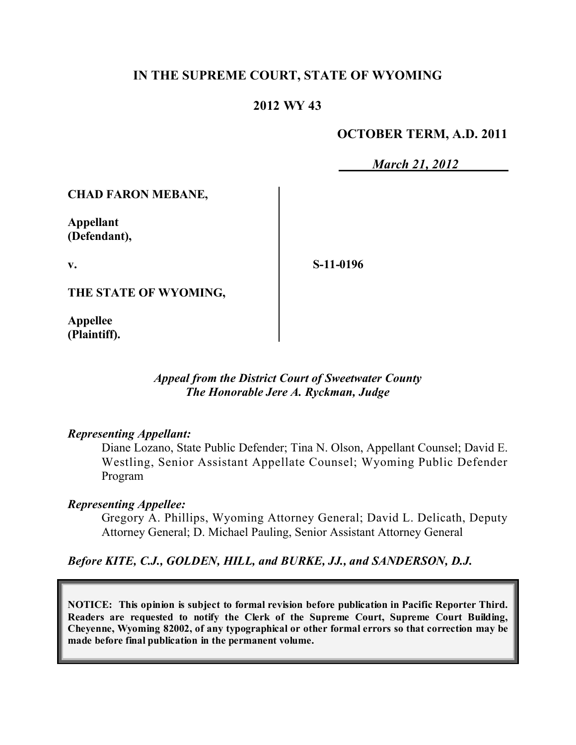# IN THE SUPREME COURT, STATE OF WYOMING

## 2012 WY 43

**OCTOBER TERM, A.D. 2011**

*March 21, 2012*

**CHAD FARON MEBANE,**

**Appellant (Defendant),**

**v.**

**THE STATE OF WYOMING,**

**Appellee (Plaintiff).**

**S-11-0196**

*Appeal from the District Court of Sweetwater County*
*The Honorable Jere A. Ryckman, Judge*

*Representing Appellant:*

Diane Lozano, State Public Defender; Tina N. Olson, Appellant Counsel; David E. Westling, Senior Assistant Appellate Counsel; Wyoming Public Defender Program

*Representing Appellee:*

Gregory A. Phillips, Wyoming Attorney General; David L. Delicath, Deputy Attorney General; D. Michael Pauling, Senior Assistant Attorney General

*Before KITE, C.J., GOLDEN, HILL, and BURKE, JJ., and SANDERSON, D.J.*

**NOTICE: This opinion is subject to formal revision before publication in Pacific Reporter Third. Readers are requested to notify the Clerk of the Supreme Court, Supreme Court Building, Cheyenne, Wyoming 82002, of any typographical or other formal errors so that correction may be made before final publication in the permanent volume.**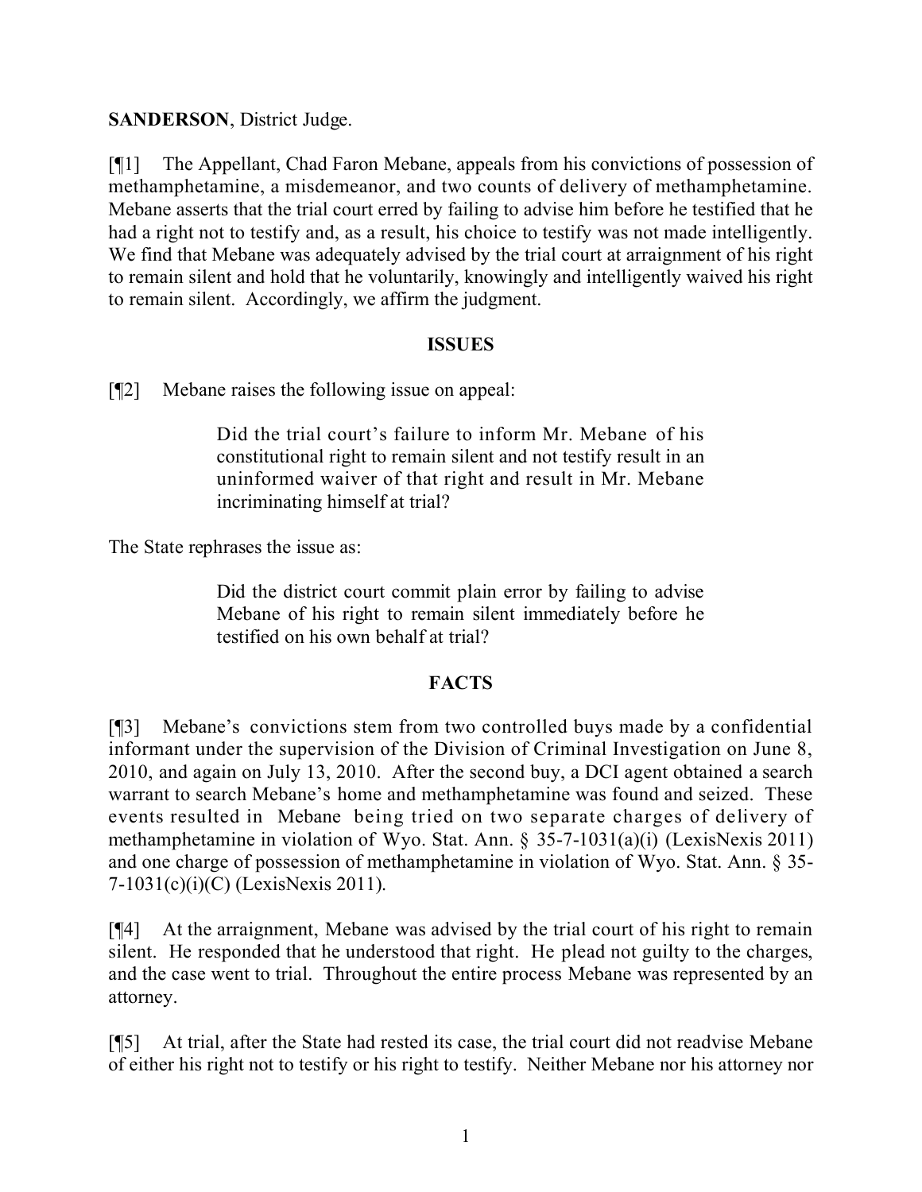**SANDERSON**, District Judge.

[¶1] The Appellant, Chad Faron Mebane, appeals from his convictions of possession of methamphetamine, a misdemeanor, and two counts of delivery of methamphetamine. Mebane asserts that the trial court erred by failing to advise him before he testified that he had a right not to testify and, as a result, his choice to testify was not made intelligently. We find that Mebane was adequately advised by the trial court at arraignment of his right to remain silent and hold that he voluntarily, knowingly and intelligently waived his right to remain silent. Accordingly, we affirm the judgment.

## ISSUES

[¶2] Mebane raises the following issue on appeal:

> Did the trial court's failure to inform Mr. Mebane of his constitutional right to remain silent and not testify result in an uninformed waiver of that right and result in Mr. Mebane incriminating himself at trial?

The State rephrases the issue as:

> Did the district court commit plain error by failing to advise Mebane of his right to remain silent immediately before he testified on his own behalf at trial?

## FACTS

[¶3] Mebane's convictions stem from two controlled buys made by a confidential informant under the supervision of the Division of Criminal Investigation on June 8, 2010, and again on July 13, 2010. After the second buy, a DCI agent obtained a search warrant to search Mebane's home and methamphetamine was found and seized. These events resulted in Mebane being tried on two separate charges of delivery of methamphetamine in violation of Wyo. Stat. Ann. § 35-7-1031(a)(i) (LexisNexis 2011) and one charge of possession of methamphetamine in violation of Wyo. Stat. Ann. § 35-7-1031(c)(i)(C) (LexisNexis 2011).

[¶4] At the arraignment, Mebane was advised by the trial court of his right to remain silent. He responded that he understood that right. He plead not guilty to the charges, and the case went to trial. Throughout the entire process Mebane was represented by an attorney.

[¶5] At trial, after the State had rested its case, the trial court did not readvise Mebane of either his right not to testify or his right to testify. Neither Mebane nor his attorney nor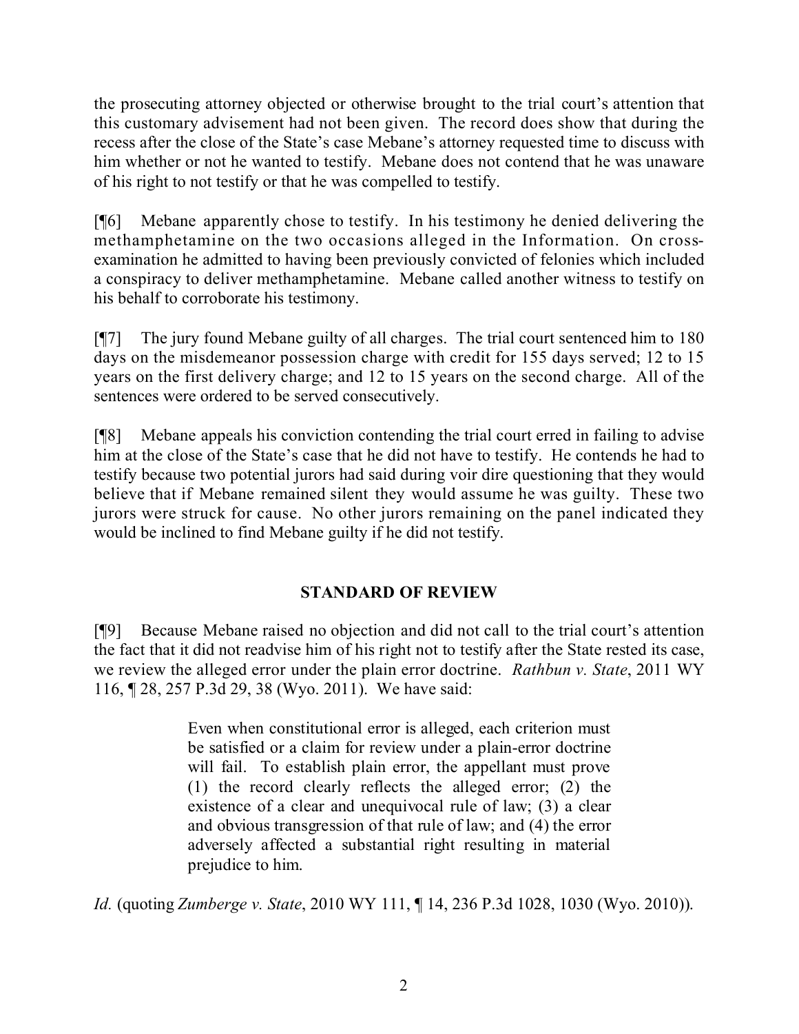the prosecuting attorney objected or otherwise brought to the trial court's attention that this customary advisement had not been given. The record does show that during the recess after the close of the State's case Mebane's attorney requested time to discuss with him whether or not he wanted to testify. Mebane does not contend that he was unaware of his right to not testify or that he was compelled to testify.

[¶6] Mebane apparently chose to testify. In his testimony he denied delivering the methamphetamine on the two occasions alleged in the Information. On cross-examination he admitted to having been previously convicted of felonies which included a conspiracy to deliver methamphetamine. Mebane called another witness to testify on his behalf to corroborate his testimony.

[¶7] The jury found Mebane guilty of all charges. The trial court sentenced him to 180 days on the misdemeanor possession charge with credit for 155 days served; 12 to 15 years on the first delivery charge; and 12 to 15 years on the second charge. All of the sentences were ordered to be served consecutively.

[¶8] Mebane appeals his conviction contending the trial court erred in failing to advise him at the close of the State's case that he did not have to testify. He contends he had to testify because two potential jurors had said during voir dire questioning that they would believe that if Mebane remained silent they would assume he was guilty. These two jurors were struck for cause. No other jurors remaining on the panel indicated they would be inclined to find Mebane guilty if he did not testify.

## STANDARD OF REVIEW

[¶9] Because Mebane raised no objection and did not call to the trial court's attention the fact that it did not readvise him of his right not to testify after the State rested its case, we review the alleged error under the plain error doctrine. *Rathbun v. State*, 2011 WY 116, ¶ 28, 257 P.3d 29, 38 (Wyo. 2011). We have said:

> Even when constitutional error is alleged, each criterion must be satisfied or a claim for review under a plain-error doctrine will fail. To establish plain error, the appellant must prove (1) the record clearly reflects the alleged error; (2) the existence of a clear and unequivocal rule of law; (3) a clear and obvious transgression of that rule of law; and (4) the error adversely affected a substantial right resulting in material prejudice to him.

*Id.* (quoting *Zumberge v. State*, 2010 WY 111, ¶ 14, 236 P.3d 1028, 1030 (Wyo. 2010)).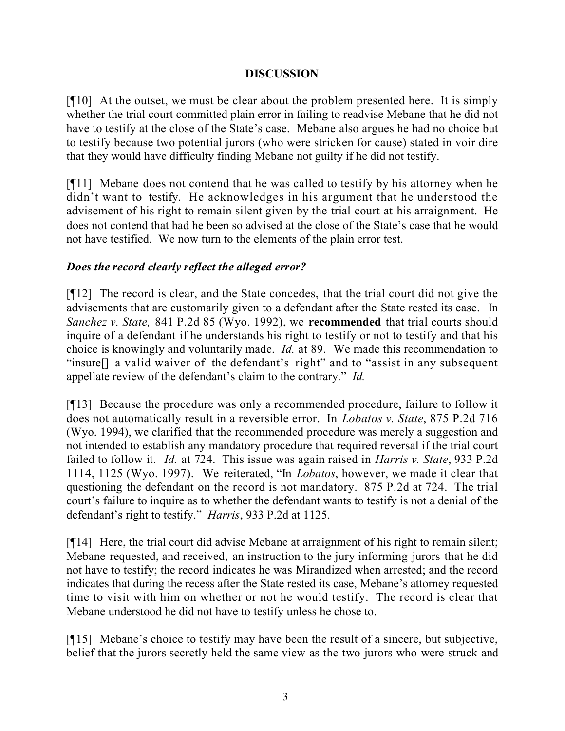## DISCUSSION

[¶10] At the outset, we must be clear about the problem presented here. It is simply whether the trial court committed plain error in failing to readvise Mebane that he did not have to testify at the close of the State's case. Mebane also argues he had no choice but to testify because two potential jurors (who were stricken for cause) stated in voir dire that they would have difficulty finding Mebane not guilty if he did not testify.

[¶11] Mebane does not contend that he was called to testify by his attorney when he didn't want to testify. He acknowledges in his argument that he understood the advisement of his right to remain silent given by the trial court at his arraignment. He does not contend that had he been so advised at the close of the State's case that he would not have testified. We now turn to the elements of the plain error test.

### *Does the record clearly reflect the alleged error?*

[¶12] The record is clear, and the State concedes, that the trial court did not give the advisements that are customarily given to a defendant after the State rested its case. In *Sanchez v. State,* 841 P.2d 85 (Wyo. 1992), we **recommended** that trial courts should inquire of a defendant if he understands his right to testify or not to testify and that his choice is knowingly and voluntarily made. *Id.* at 89. We made this recommendation to "insure[] a valid waiver of the defendant's right" and to "assist in any subsequent appellate review of the defendant's claim to the contrary." *Id.*

[¶13] Because the procedure was only a recommended procedure, failure to follow it does not automatically result in a reversible error. In *Lobatos v. State*, 875 P.2d 716 (Wyo. 1994), we clarified that the recommended procedure was merely a suggestion and not intended to establish any mandatory procedure that required reversal if the trial court failed to follow it. *Id.* at 724. This issue was again raised in *Harris v. State*, 933 P.2d 1114, 1125 (Wyo. 1997). We reiterated, "In *Lobatos*, however, we made it clear that questioning the defendant on the record is not mandatory. 875 P.2d at 724. The trial court's failure to inquire as to whether the defendant wants to testify is not a denial of the defendant's right to testify." *Harris*, 933 P.2d at 1125.

[¶14] Here, the trial court did advise Mebane at arraignment of his right to remain silent; Mebane requested, and received, an instruction to the jury informing jurors that he did not have to testify; the record indicates he was Mirandized when arrested; and the record indicates that during the recess after the State rested its case, Mebane's attorney requested time to visit with him on whether or not he would testify. The record is clear that Mebane understood he did not have to testify unless he chose to.

[¶15] Mebane's choice to testify may have been the result of a sincere, but subjective, belief that the jurors secretly held the same view as the two jurors who were struck and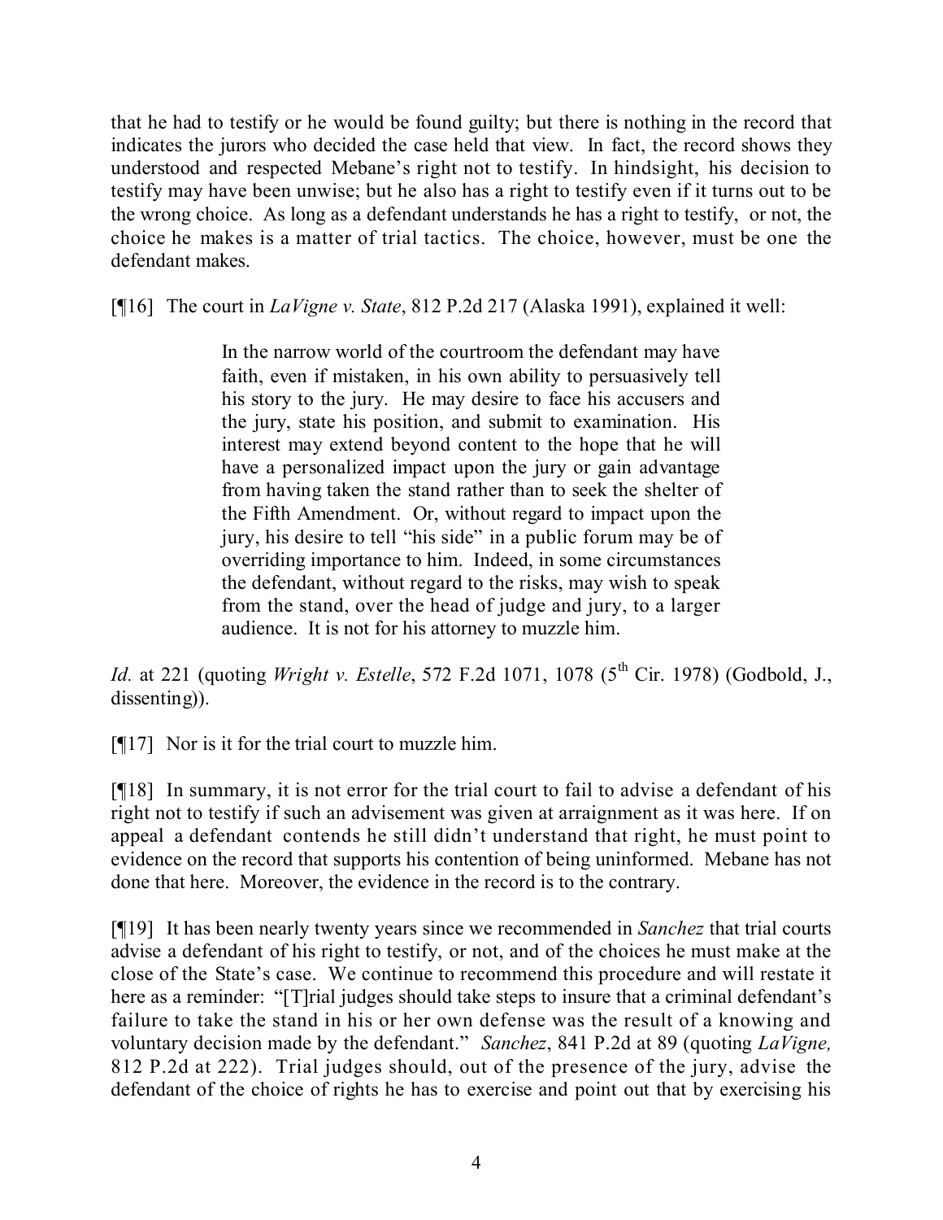that he had to testify or he would be found guilty; but there is nothing in the record that indicates the jurors who decided the case held that view. In fact, the record shows they understood and respected Mebane's right not to testify. In hindsight, his decision to testify may have been unwise; but he also has a right to testify even if it turns out to be the wrong choice. As long as a defendant understands he has a right to testify, or not, the choice he makes is a matter of trial tactics. The choice, however, must be one the defendant makes.

[¶16] The court in *LaVigne v. State*, 812 P.2d 217 (Alaska 1991), explained it well:

> In the narrow world of the courtroom the defendant may have faith, even if mistaken, in his own ability to persuasively tell his story to the jury. He may desire to face his accusers and the jury, state his position, and submit to examination. His interest may extend beyond content to the hope that he will have a personalized impact upon the jury or gain advantage from having taken the stand rather than to seek the shelter of the Fifth Amendment. Or, without regard to impact upon the jury, his desire to tell "his side" in a public forum may be of overriding importance to him. Indeed, in some circumstances the defendant, without regard to the risks, may wish to speak from the stand, over the head of judge and jury, to a larger audience. It is not for his attorney to muzzle him.

*Id.* at 221 (quoting *Wright v. Estelle*, 572 F.2d 1071, 1078 (5th Cir. 1978) (Godbold, J., dissenting)).

[¶17] Nor is it for the trial court to muzzle him.

[¶18] In summary, it is not error for the trial court to fail to advise a defendant of his right not to testify if such an advisement was given at arraignment as it was here. If on appeal a defendant contends he still didn't understand that right, he must point to evidence on the record that supports his contention of being uninformed. Mebane has not done that here. Moreover, the evidence in the record is to the contrary.

[¶19] It has been nearly twenty years since we recommended in *Sanchez* that trial courts advise a defendant of his right to testify, or not, and of the choices he must make at the close of the State's case. We continue to recommend this procedure and will restate it here as a reminder: "[T]rial judges should take steps to insure that a criminal defendant's failure to take the stand in his or her own defense was the result of a knowing and voluntary decision made by the defendant." *Sanchez*, 841 P.2d at 89 (quoting *LaVigne,* 812 P.2d at 222). Trial judges should, out of the presence of the jury, advise the defendant of the choice of rights he has to exercise and point out that by exercising his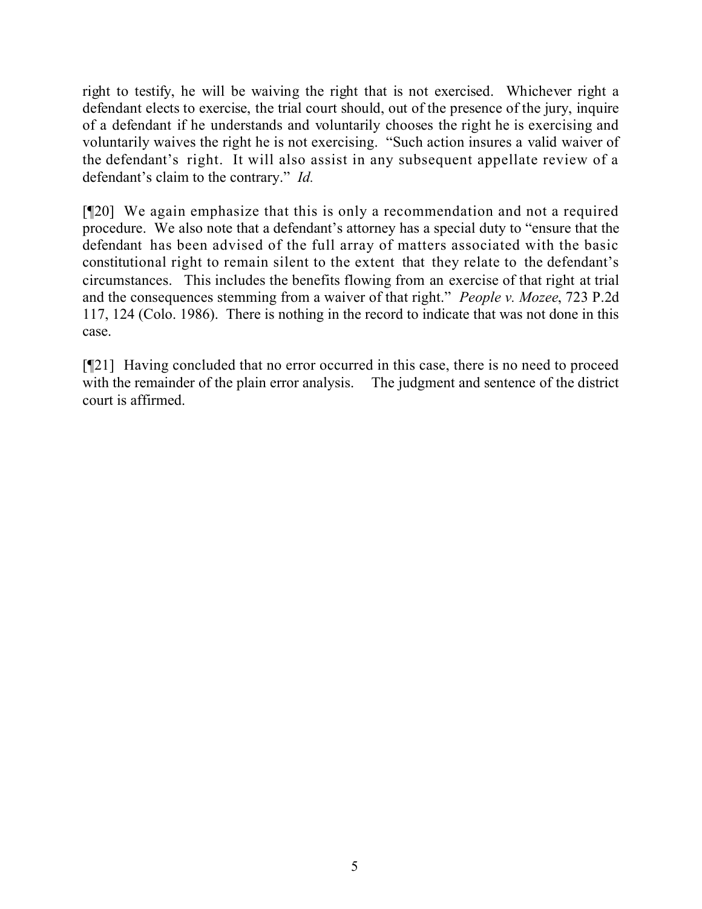right to testify, he will be waiving the right that is not exercised. Whichever right a defendant elects to exercise, the trial court should, out of the presence of the jury, inquire of a defendant if he understands and voluntarily chooses the right he is exercising and voluntarily waives the right he is not exercising. "Such action insures a valid waiver of the defendant's right. It will also assist in any subsequent appellate review of a defendant's claim to the contrary." *Id.*

[¶20] We again emphasize that this is only a recommendation and not a required procedure. We also note that a defendant's attorney has a special duty to "ensure that the defendant has been advised of the full array of matters associated with the basic constitutional right to remain silent to the extent that they relate to the defendant's circumstances. This includes the benefits flowing from an exercise of that right at trial and the consequences stemming from a waiver of that right." *People v. Mozee*, 723 P.2d 117, 124 (Colo. 1986). There is nothing in the record to indicate that was not done in this case.

[¶21] Having concluded that no error occurred in this case, there is no need to proceed with the remainder of the plain error analysis. The judgment and sentence of the district court is affirmed.